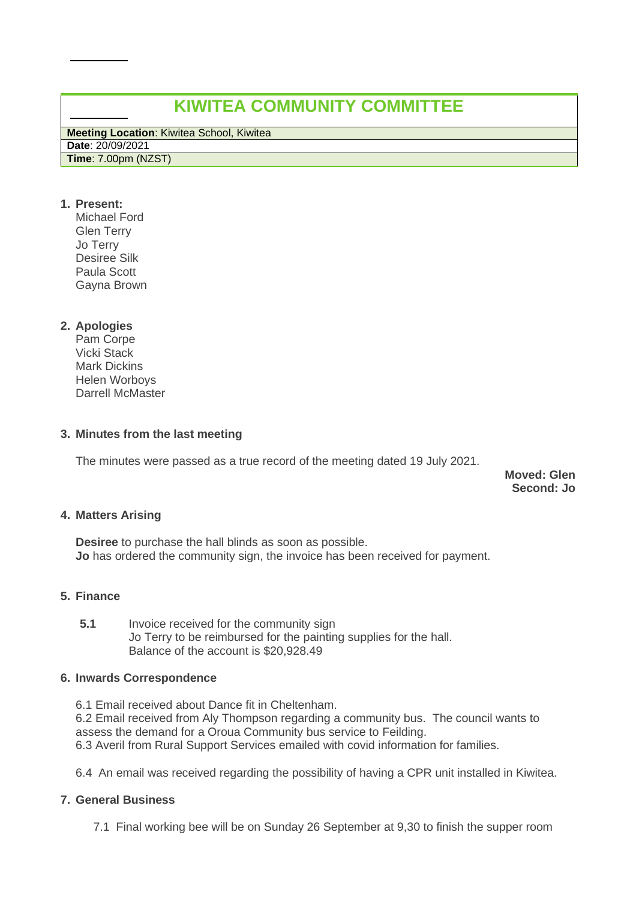# KIWITEA COMMUNITY COMMITTEE

**Meeting Location**: Kiwitea School, Kiwitea
**Date**: 20/09/2021
**Time**: 7.00pm (NZST)

1. **Present:**
   Michael Ford
   Glen Terry
   Jo Terry
   Desiree Silk
   Paula Scott
   Gayna Brown

2. **Apologies**
   Pam Corpe
   Vicki Stack
   Mark Dickins
   Helen Worboys
   Darrell McMaster

3. **Minutes from the last meeting**

   The minutes were passed as a true record of the meeting dated 19 July 2021.

   **Moved: Glen**
   **Second: Jo**

4. **Matters Arising**

   **Desiree** to purchase the hall blinds as soon as possible.
   **Jo** has ordered the community sign, the invoice has been received for payment.

5. **Finance**

   **5.1** Invoice received for the community sign
   Jo Terry to be reimbursed for the painting supplies for the hall.
   Balance of the account is $20,928.49

6. **Inwards Correspondence**

   6.1 Email received about Dance fit in Cheltenham.
   6.2 Email received from Aly Thompson regarding a community bus. The council wants to assess the demand for a Oroua Community bus service to Feilding.
   6.3 Averil from Rural Support Services emailed with covid information for families.

   6.4 An email was received regarding the possibility of having a CPR unit installed in Kiwitea.

7. **General Business**

   7.1 Final working bee will be on Sunday 26 September at 9,30 to finish the supper room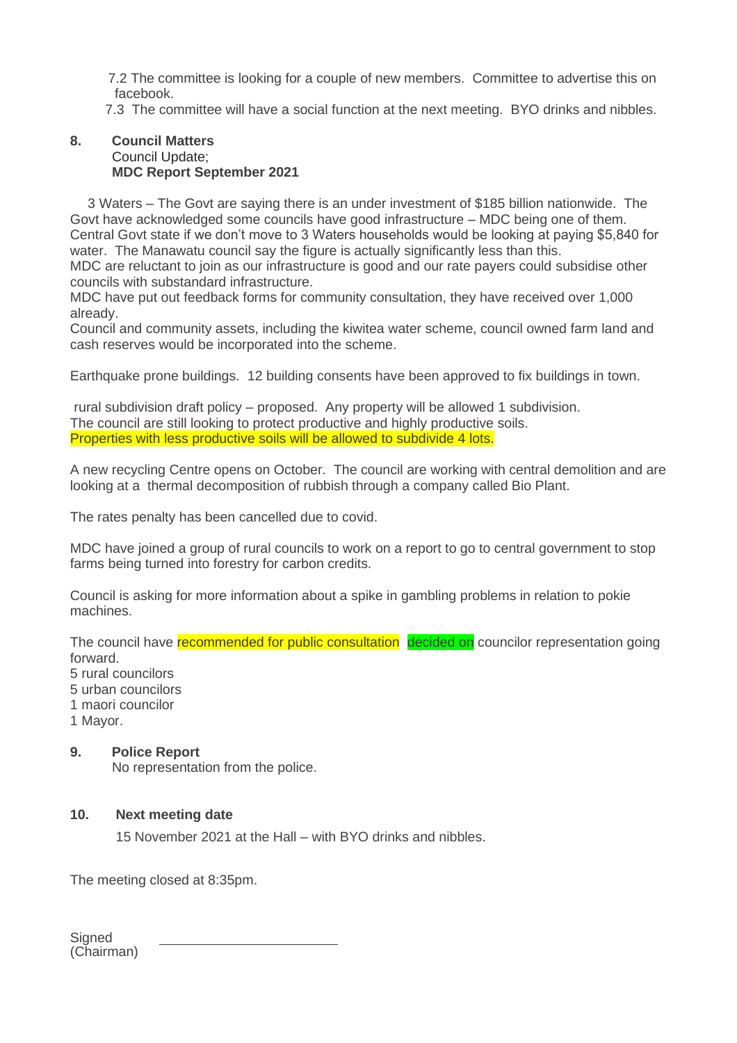7.2 The committee is looking for a couple of new members. Committee to advertise this on facebook.

7.3 The committee will have a social function at the next meeting. BYO drinks and nibbles.

**8. Council Matters**

Council Update;

**MDC Report September 2021**

3 Waters – The Govt are saying there is an under investment of $185 billion nationwide. The Govt have acknowledged some councils have good infrastructure – MDC being one of them. Central Govt state if we don't move to 3 Waters households would be looking at paying $5,840 for water. The Manawatu council say the figure is actually significantly less than this.
MDC are reluctant to join as our infrastructure is good and our rate payers could subsidise other councils with substandard infrastructure.
MDC have put out feedback forms for community consultation, they have received over 1,000 already.
Council and community assets, including the kiwitea water scheme, council owned farm land and cash reserves would be incorporated into the scheme.

Earthquake prone buildings. 12 building consents have been approved to fix buildings in town.

rural subdivision draft policy – proposed. Any property will be allowed 1 subdivision.
The council are still looking to protect productive and highly productive soils.
Properties with less productive soils will be allowed to subdivide 4 lots.

A new recycling Centre opens on October. The council are working with central demolition and are looking at a thermal decomposition of rubbish through a company called Bio Plant.

The rates penalty has been cancelled due to covid.

MDC have joined a group of rural councils to work on a report to go to central government to stop farms being turned into forestry for carbon credits.

Council is asking for more information about a spike in gambling problems in relation to pokie machines.

The council have recommended for public consultation decided on councilor representation going forward.

5 rural councilors
5 urban councilors
1 maori councilor
1 Mayor.

**9. Police Report**

No representation from the police.

**10. Next meeting date**

15 November 2021 at the Hall – with BYO drinks and nibbles.

The meeting closed at 8:35pm.

Signed (Chairman) ________________________